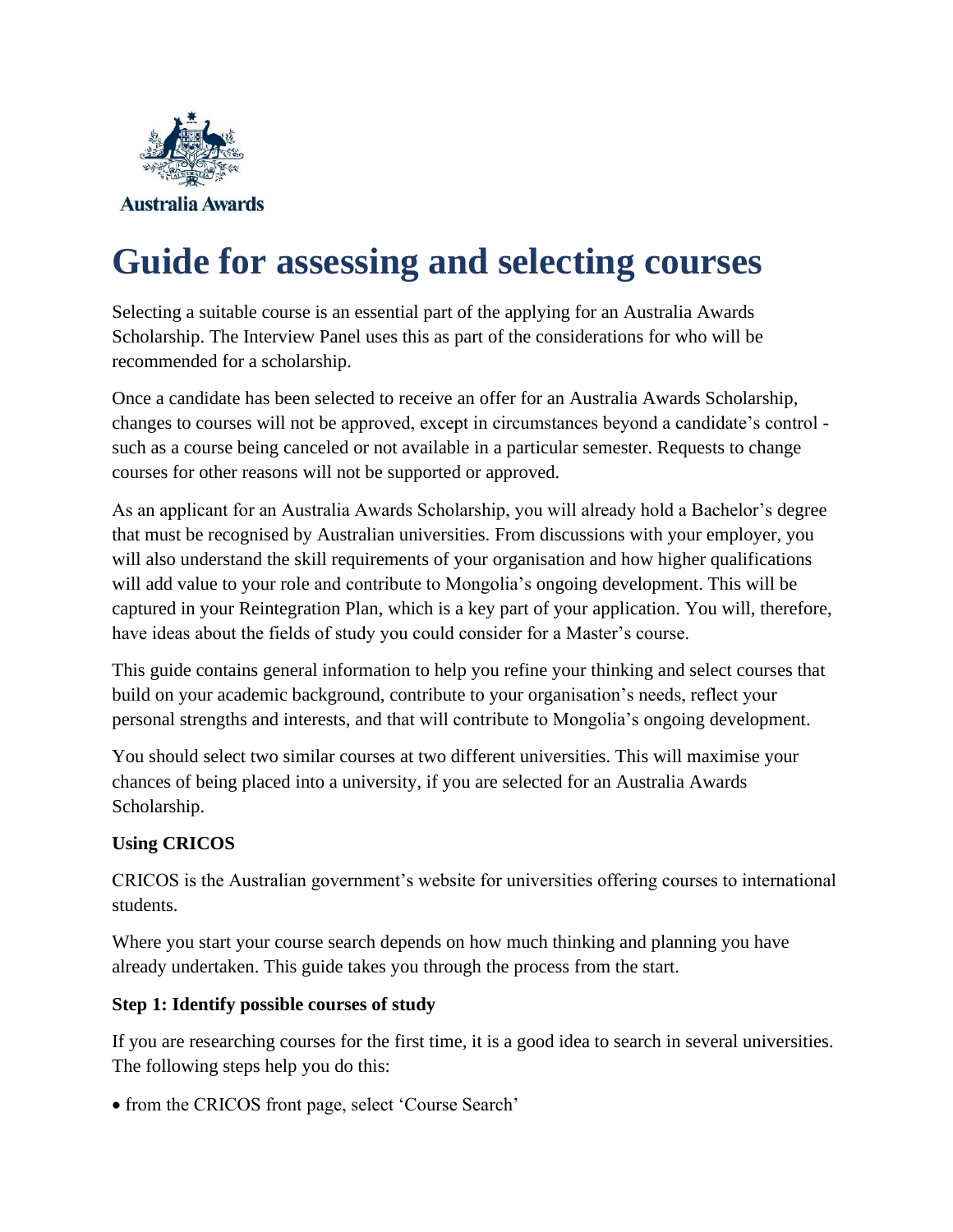Australia Awards

# Guide for assessing and selecting courses

Selecting a suitable course is an essential part of the applying for an Australia Awards Scholarship. The Interview Panel uses this as part of the considerations for who will be recommended for a scholarship.

Once a candidate has been selected to receive an offer for an Australia Awards Scholarship, changes to courses will not be approved, except in circumstances beyond a candidate's control - such as a course being canceled or not available in a particular semester. Requests to change courses for other reasons will not be supported or approved.

As an applicant for an Australia Awards Scholarship, you will already hold a Bachelor's degree that must be recognised by Australian universities. From discussions with your employer, you will also understand the skill requirements of your organisation and how higher qualifications will add value to your role and contribute to Mongolia's ongoing development. This will be captured in your Reintegration Plan, which is a key part of your application. You will, therefore, have ideas about the fields of study you could consider for a Master's course.

This guide contains general information to help you refine your thinking and select courses that build on your academic background, contribute to your organisation's needs, reflect your personal strengths and interests, and that will contribute to Mongolia's ongoing development.

You should select two similar courses at two different universities. This will maximise your chances of being placed into a university, if you are selected for an Australia Awards Scholarship.

**Using CRICOS**

CRICOS is the Australian government's website for universities offering courses to international students.

Where you start your course search depends on how much thinking and planning you have already undertaken. This guide takes you through the process from the start.

**Step 1: Identify possible courses of study**

If you are researching courses for the first time, it is a good idea to search in several universities. The following steps help you do this:

- from the CRICOS front page, select 'Course Search'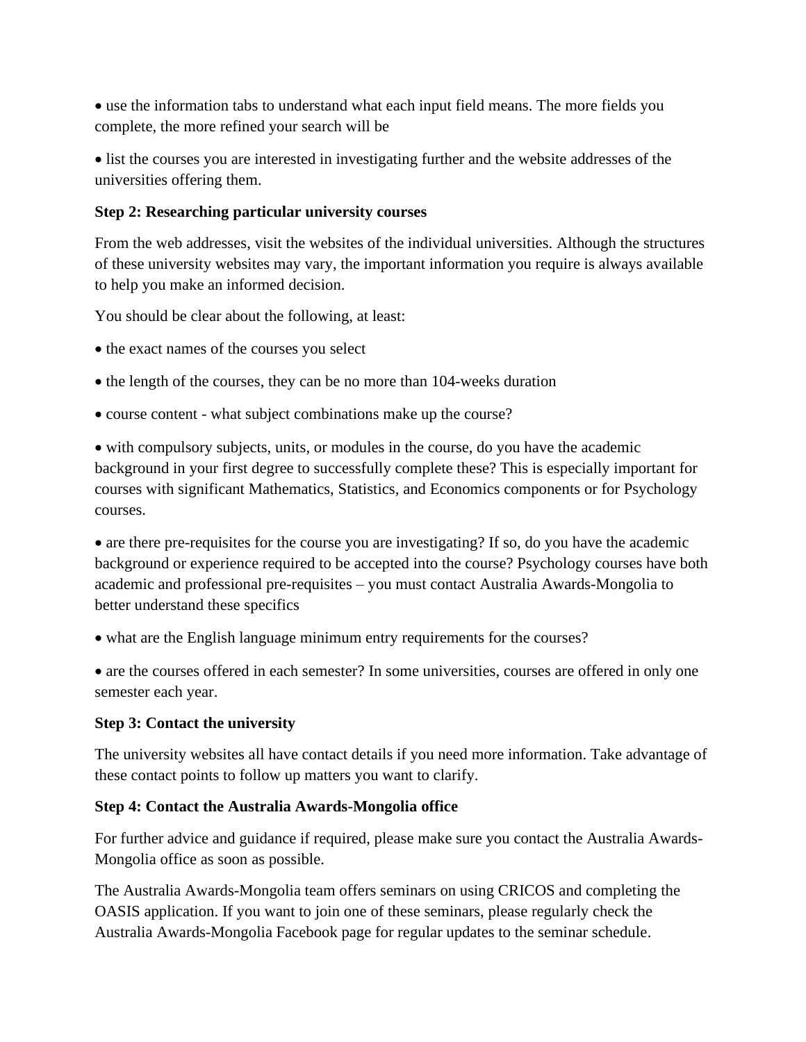- use the information tabs to understand what each input field means. The more fields you complete, the more refined your search will be

- list the courses you are interested in investigating further and the website addresses of the universities offering them.

**Step 2: Researching particular university courses**

From the web addresses, visit the websites of the individual universities. Although the structures of these university websites may vary, the important information you require is always available to help you make an informed decision.

You should be clear about the following, at least:

- the exact names of the courses you select

- the length of the courses, they can be no more than 104-weeks duration

- course content - what subject combinations make up the course?

- with compulsory subjects, units, or modules in the course, do you have the academic background in your first degree to successfully complete these? This is especially important for courses with significant Mathematics, Statistics, and Economics components or for Psychology courses.

- are there pre-requisites for the course you are investigating? If so, do you have the academic background or experience required to be accepted into the course? Psychology courses have both academic and professional pre-requisites – you must contact Australia Awards-Mongolia to better understand these specifics

- what are the English language minimum entry requirements for the courses?

- are the courses offered in each semester? In some universities, courses are offered in only one semester each year.

**Step 3: Contact the university**

The university websites all have contact details if you need more information. Take advantage of these contact points to follow up matters you want to clarify.

**Step 4: Contact the Australia Awards-Mongolia office**

For further advice and guidance if required, please make sure you contact the Australia Awards-Mongolia office as soon as possible.

The Australia Awards-Mongolia team offers seminars on using CRICOS and completing the OASIS application. If you want to join one of these seminars, please regularly check the Australia Awards-Mongolia Facebook page for regular updates to the seminar schedule.